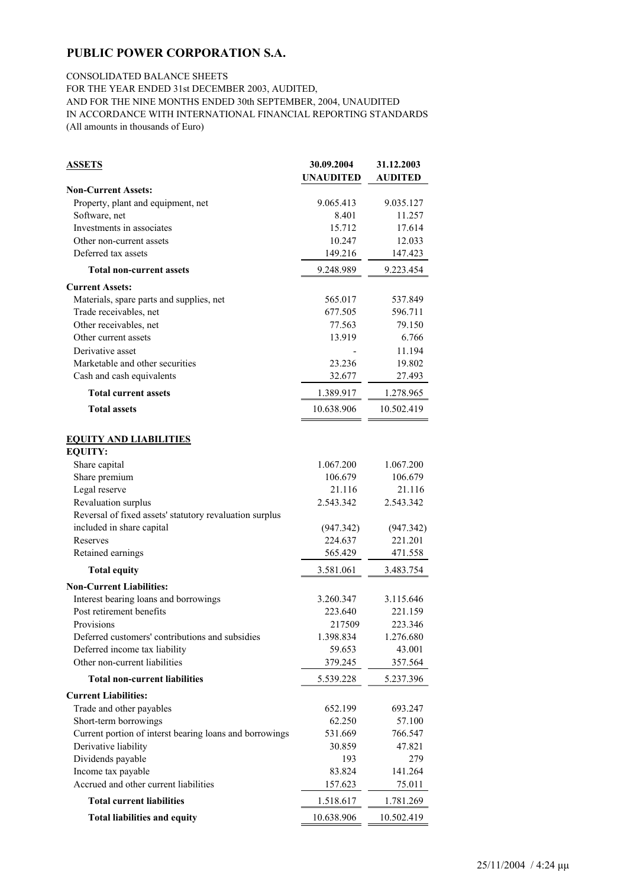# PUBLIC POWER CORPORATION S.A.

CONSOLIDATED BALANCE SHEETS
FOR THE YEAR ENDED 31st DECEMBER 2003, AUDITED,
AND FOR THE NINE MONTHS ENDED 30th SEPTEMBER, 2004, UNAUDITED
IN ACCORDANCE WITH INTERNATIONAL FINANCIAL REPORTING STANDARDS
(All amounts in thousands of Euro)

| **ASSETS** | **30.09.2004 UNAUDITED** | **31.12.2003 AUDITED** |
|---|---|---|
| **Non-Current Assets:** | | |
| Property, plant and equipment, net | 9.065.413 | 9.035.127 |
| Software, net | 8.401 | 11.257 |
| Investments in associates | 15.712 | 17.614 |
| Other non-current assets | 10.247 | 12.033 |
| Deferred tax assets | 149.216 | 147.423 |
| **Total non-current assets** | 9.248.989 | 9.223.454 |
| **Current Assets:** | | |
| Materials, spare parts and supplies, net | 565.017 | 537.849 |
| Trade receivables, net | 677.505 | 596.711 |
| Other receivables, net | 77.563 | 79.150 |
| Other current assets | 13.919 | 6.766 |
| Derivative asset | - | 11.194 |
| Marketable and other securities | 23.236 | 19.802 |
| Cash and cash equivalents | 32.677 | 27.493 |
| **Total current assets** | 1.389.917 | 1.278.965 |
| **Total assets** | 10.638.906 | 10.502.419 |

| **EQUITY AND LIABILITIES** | **30.09.2004 UNAUDITED** | **31.12.2003 AUDITED** |
|---|---|---|
| **EQUITY:** | | |
| Share capital | 1.067.200 | 1.067.200 |
| Share premium | 106.679 | 106.679 |
| Legal reserve | 21.116 | 21.116 |
| Revaluation surplus | 2.543.342 | 2.543.342 |
| Reversal of fixed assets' statutory revaluation surplus included in share capital | (947.342) | (947.342) |
| Reserves | 224.637 | 221.201 |
| Retained earnings | 565.429 | 471.558 |
| **Total equity** | 3.581.061 | 3.483.754 |
| **Non-Current Liabilities:** | | |
| Interest bearing loans and borrowings | 3.260.347 | 3.115.646 |
| Post retirement benefits | 223.640 | 221.159 |
| Provisions | 217509 | 223.346 |
| Deferred customers' contributions and subsidies | 1.398.834 | 1.276.680 |
| Deferred income tax liability | 59.653 | 43.001 |
| Other non-current liabilities | 379.245 | 357.564 |
| **Total non-current liabilities** | 5.539.228 | 5.237.396 |
| **Current Liabilities:** | | |
| Trade and other payables | 652.199 | 693.247 |
| Short-term borrowings | 62.250 | 57.100 |
| Current portion of interst bearing loans and borrowings | 531.669 | 766.547 |
| Derivative liability | 30.859 | 47.821 |
| Dividends payable | 193 | 279 |
| Income tax payable | 83.824 | 141.264 |
| Accrued and other current liabilities | 157.623 | 75.011 |
| **Total current liabilities** | 1.518.617 | 1.781.269 |
| **Total liabilities and equity** | 10.638.906 | 10.502.419 |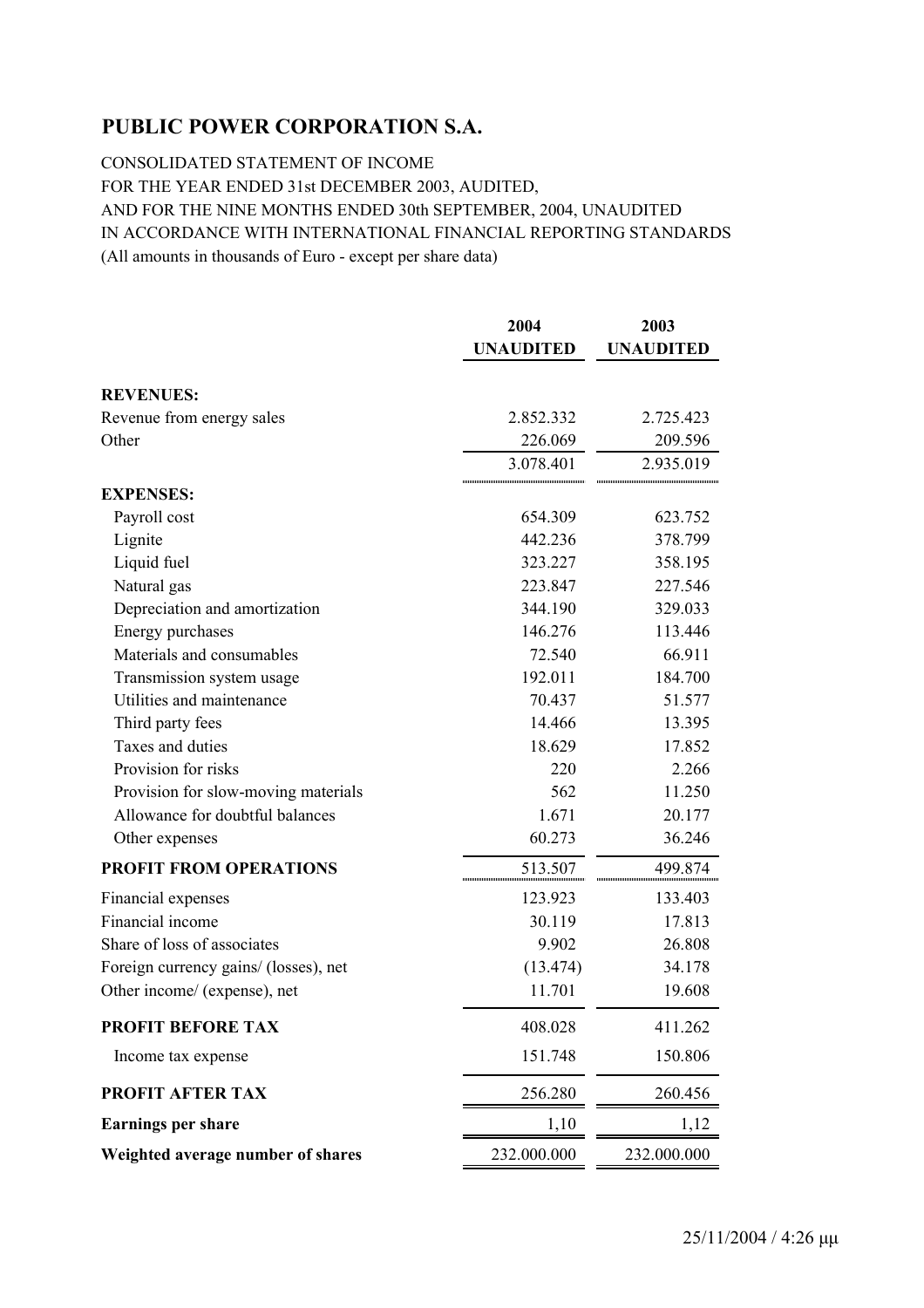# PUBLIC POWER CORPORATION S.A.

CONSOLIDATED STATEMENT OF INCOME
FOR THE YEAR ENDED 31st DECEMBER 2003, AUDITED,
AND FOR THE NINE MONTHS ENDED 30th SEPTEMBER, 2004, UNAUDITED
IN ACCORDANCE WITH INTERNATIONAL FINANCIAL REPORTING STANDARDS
(All amounts in thousands of Euro - except per share data)

| | 2004 UNAUDITED | 2003 UNAUDITED |
|---|---|---|
| **REVENUES:** | | |
| Revenue from energy sales | 2.852.332 | 2.725.423 |
| Other | 226.069 | 209.596 |
| | 3.078.401 | 2.935.019 |
| **EXPENSES:** | | |
| Payroll cost | 654.309 | 623.752 |
| Lignite | 442.236 | 378.799 |
| Liquid fuel | 323.227 | 358.195 |
| Natural gas | 223.847 | 227.546 |
| Depreciation and amortization | 344.190 | 329.033 |
| Energy purchases | 146.276 | 113.446 |
| Materials and consumables | 72.540 | 66.911 |
| Transmission system usage | 192.011 | 184.700 |
| Utilities and maintenance | 70.437 | 51.577 |
| Third party fees | 14.466 | 13.395 |
| Taxes and duties | 18.629 | 17.852 |
| Provision for risks | 220 | 2.266 |
| Provision for slow-moving materials | 562 | 11.250 |
| Allowance for doubtful balances | 1.671 | 20.177 |
| Other expenses | 60.273 | 36.246 |
| **PROFIT FROM OPERATIONS** | 513.507 | 499.874 |
| Financial expenses | 123.923 | 133.403 |
| Financial income | 30.119 | 17.813 |
| Share of loss of associates | 9.902 | 26.808 |
| Foreign currency gains/ (losses), net | (13.474) | 34.178 |
| Other income/ (expense), net | 11.701 | 19.608 |
| **PROFIT BEFORE TAX** | 408.028 | 411.262 |
| Income tax expense | 151.748 | 150.806 |
| **PROFIT AFTER TAX** | 256.280 | 260.456 |
| **Earnings per share** | 1,10 | 1,12 |
| **Weighted average number of shares** | 232.000.000 | 232.000.000 |

25/11/2004 / 4:26 μμ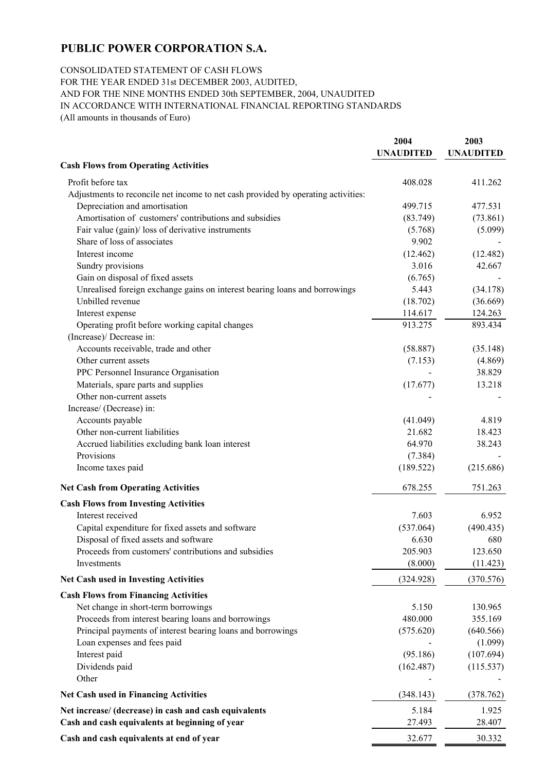# PUBLIC POWER CORPORATION S.A.

CONSOLIDATED STATEMENT OF CASH FLOWS
FOR THE YEAR ENDED 31st DECEMBER 2003, AUDITED,
AND FOR THE NINE MONTHS ENDED 30th SEPTEMBER, 2004, UNAUDITED
IN ACCORDANCE WITH INTERNATIONAL FINANCIAL REPORTING STANDARDS
(All amounts in thousands of Euro)

| | 2004 UNAUDITED | 2003 UNAUDITED |
|---|---|---|
| **Cash Flows from Operating Activities** | | |
| Profit before tax | 408.028 | 411.262 |
| Adjustments to reconcile net income to net cash provided by operating activities: | | |
| Depreciation and amortisation | 499.715 | 477.531 |
| Amortisation of customers' contributions and subsidies | (83.749) | (73.861) |
| Fair value (gain)/ loss of derivative instruments | (5.768) | (5.099) |
| Share of loss of associates | 9.902 | - |
| Interest income | (12.462) | (12.482) |
| Sundry provisions | 3.016 | 42.667 |
| Gain on disposal of fixed assets | (6.765) | - |
| Unrealised foreign exchange gains on interest bearing loans and borrowings | 5.443 | (34.178) |
| Unbilled revenue | (18.702) | (36.669) |
| Interest expense | 114.617 | 124.263 |
| Operating profit before working capital changes | 913.275 | 893.434 |
| (Increase)/ Decrease in: | | |
| Accounts receivable, trade and other | (58.887) | (35.148) |
| Other current assets | (7.153) | (4.869) |
| PPC Personnel Insurance Organisation | - | 38.829 |
| Materials, spare parts and supplies | (17.677) | 13.218 |
| Other non-current assets | - | - |
| Increase/ (Decrease) in: | | |
| Accounts payable | (41.049) | 4.819 |
| Other non-current liabilities | 21.682 | 18.423 |
| Accrued liabilities excluding bank loan interest | 64.970 | 38.243 |
| Provisions | (7.384) | - |
| Income taxes paid | (189.522) | (215.686) |
| **Net Cash from Operating Activities** | 678.255 | 751.263 |
| **Cash Flows from Investing Activities** | | |
| Interest received | 7.603 | 6.952 |
| Capital expenditure for fixed assets and software | (537.064) | (490.435) |
| Disposal of fixed assets and software | 6.630 | 680 |
| Proceeds from customers' contributions and subsidies | 205.903 | 123.650 |
| Investments | (8.000) | (11.423) |
| **Net Cash used in Investing Activities** | (324.928) | (370.576) |
| **Cash Flows from Financing Activities** | | |
| Net change in short-term borrowings | 5.150 | 130.965 |
| Proceeds from interest bearing loans and borrowings | 480.000 | 355.169 |
| Principal payments of interest bearing loans and borrowings | (575.620) | (640.566) |
| Loan expenses and fees paid | - | (1.099) |
| Interest paid | (95.186) | (107.694) |
| Dividends paid | (162.487) | (115.537) |
| Other | - | - |
| **Net Cash used in Financing Activities** | (348.143) | (378.762) |
| **Net increase/ (decrease) in cash and cash equivalents** | 5.184 | 1.925 |
| **Cash and cash equivalents at beginning of year** | 27.493 | 28.407 |
| **Cash and cash equivalents at end of year** | 32.677 | 30.332 |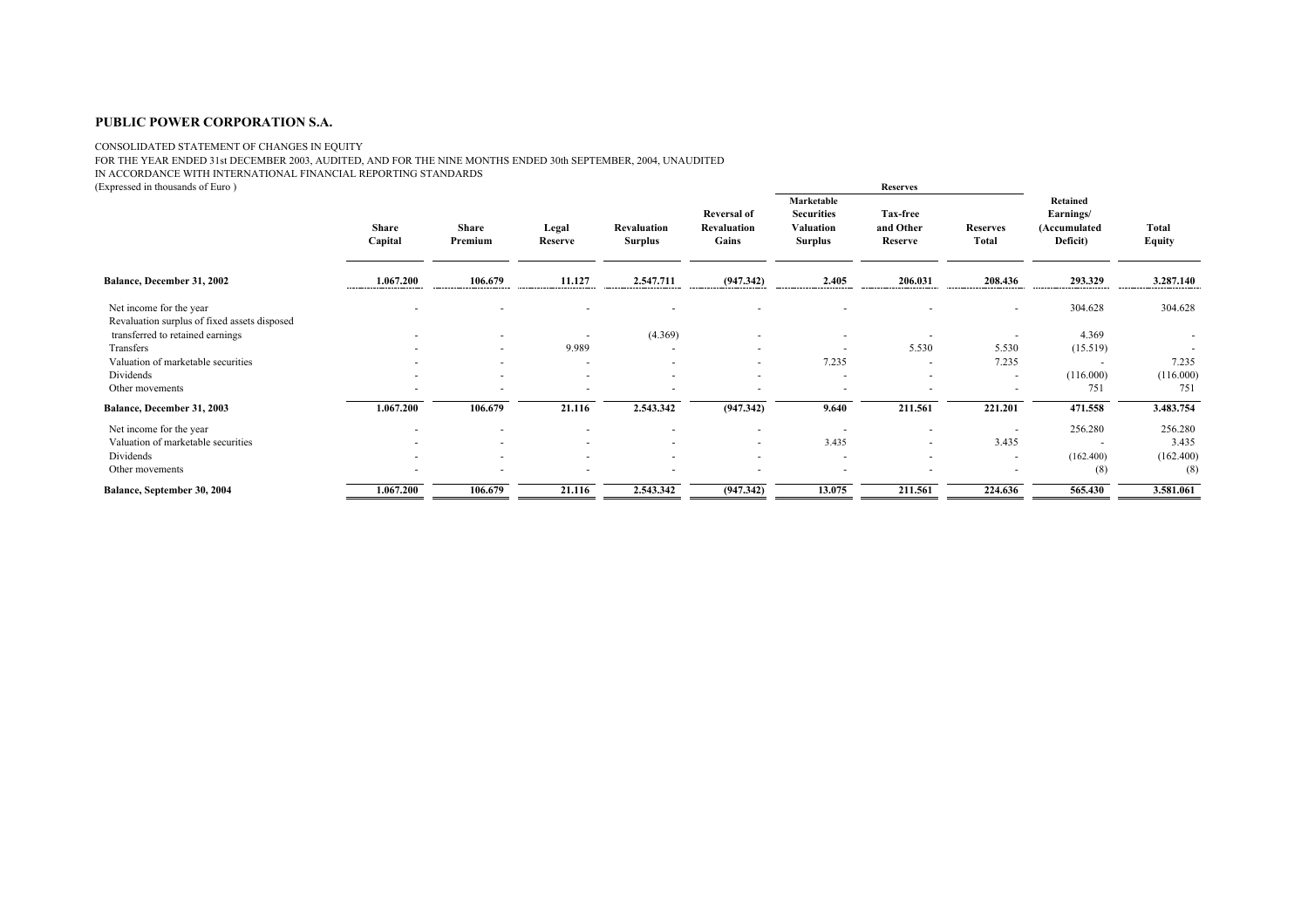## PUBLIC POWER CORPORATION S.A.

CONSOLIDATED STATEMENT OF CHANGES IN EQUITY
FOR THE YEAR ENDED 31st DECEMBER 2003, AUDITED, AND FOR THE NINE MONTHS ENDED 30th SEPTEMBER, 2004, UNAUDITED
IN ACCORDANCE WITH INTERNATIONAL FINANCIAL REPORTING STANDARDS
(Expressed in thousands of Euro )

| | | | | | | Reserves | | | | |
|---|---|---|---|---|---|---|---|---|---|---|
| | Share Capital | Share Premium | Legal Reserve | Revaluation Surplus | Reversal of Revaluation Gains | Marketable Securities Valuation Surplus | Tax-free and Other Reserve | Reserves Total | Retained Earnings/ (Accumulated Deficit) | Total Equity |
| **Balance, December 31, 2002** | **1.067.200** | **106.679** | **11.127** | **2.547.711** | **(947.342)** | **2.405** | **206.031** | **208.436** | **293.329** | **3.287.140** |
| Net income for the year | - | - | - | - | - | - | - | - | 304.628 | 304.628 |
| Revaluation surplus of fixed assets disposed transferred to retained earnings | - | - | - | (4.369) | - | - | - | - | 4.369 | - |
| Transfers | - | - | 9.989 | - | - | - | 5.530 | 5.530 | (15.519) | - |
| Valuation of marketable securities | - | - | - | - | - | 7.235 | - | 7.235 | - | 7.235 |
| Dividends | - | - | - | - | - | - | - | - | (116.000) | (116.000) |
| Other movements | - | - | - | - | - | - | - | - | 751 | 751 |
| **Balance, December 31, 2003** | **1.067.200** | **106.679** | **21.116** | **2.543.342** | **(947.342)** | **9.640** | **211.561** | **221.201** | **471.558** | **3.483.754** |
| Net income for the year | - | - | - | - | - | - | - | - | 256.280 | 256.280 |
| Valuation of marketable securities | - | - | - | - | - | 3.435 | - | 3.435 | - | 3.435 |
| Dividends | - | - | - | - | - | - | - | - | (162.400) | (162.400) |
| Other movements | - | - | - | - | - | - | - | - | (8) | (8) |
| **Balance, September 30, 2004** | **1.067.200** | **106.679** | **21.116** | **2.543.342** | **(947.342)** | **13.075** | **211.561** | **224.636** | **565.430** | **3.581.061** |